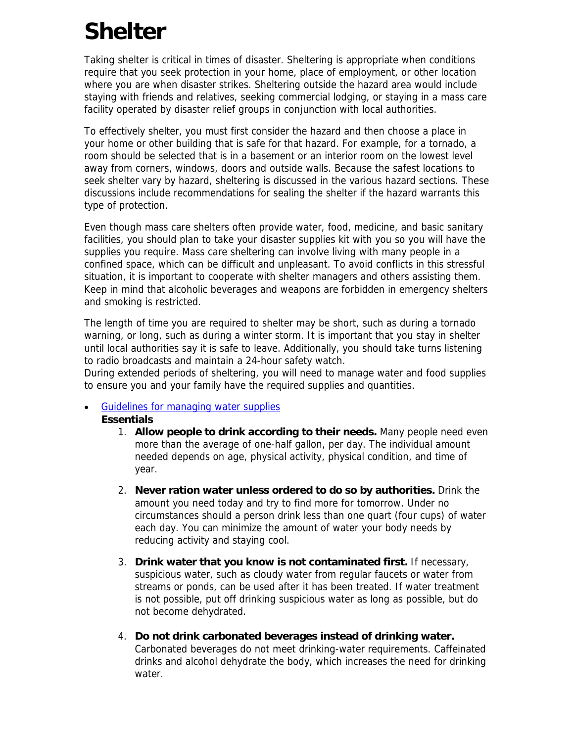# Shelter

Taking shelter is critical in times of disaster. Sheltering is appropriate when conditions require that you seek protection in your home, place of employment, or other location where you are when disaster strikes. Sheltering outside the hazard area would include staying with friends and relatives, seeking commercial lodging, or staying in a mass care facility operated by disaster relief groups in conjunction with local authorities.

To effectively shelter, you must first consider the hazard and then choose a place in your home or other building that is safe for that hazard. For example, for a tornado, a room should be selected that is in a basement or an interior room on the lowest level away from corners, windows, doors and outside walls. Because the safest locations to seek shelter vary by hazard, sheltering is discussed in the various hazard sections. These discussions include recommendations for sealing the shelter if the hazard warrants this type of protection.

Even though mass care shelters often provide water, food, medicine, and basic sanitary facilities, you should plan to take your disaster supplies kit with you so you will have the supplies you require. Mass care sheltering can involve living with many people in a confined space, which can be difficult and unpleasant. To avoid conflicts in this stressful situation, it is important to cooperate with shelter managers and others assisting them. Keep in mind that alcoholic beverages and weapons are forbidden in emergency shelters and smoking is restricted.

The length of time you are required to shelter may be short, such as during a tornado warning, or long, such as during a winter storm. It is important that you stay in shelter until local authorities say it is safe to leave. Additionally, you should take turns listening to radio broadcasts and maintain a 24-hour safety watch.
During extended periods of sheltering, you will need to manage water and food supplies to ensure you and your family have the required supplies and quantities.

- Guidelines for managing water supplies
  **Essentials**
  1. **Allow people to drink according to their needs.** Many people need even more than the average of one-half gallon, per day. The individual amount needed depends on age, physical activity, physical condition, and time of year.
  2. **Never ration water unless ordered to do so by authorities.** Drink the amount you need today and try to find more for tomorrow. Under no circumstances should a person drink less than one quart (four cups) of water each day. You can minimize the amount of water your body needs by reducing activity and staying cool.
  3. **Drink water that you know is not contaminated first.** If necessary, suspicious water, such as cloudy water from regular faucets or water from streams or ponds, can be used after it has been treated. If water treatment is not possible, put off drinking suspicious water as long as possible, but do not become dehydrated.
  4. **Do not drink carbonated beverages instead of drinking water.** Carbonated beverages do not meet drinking-water requirements. Caffeinated drinks and alcohol dehydrate the body, which increases the need for drinking water.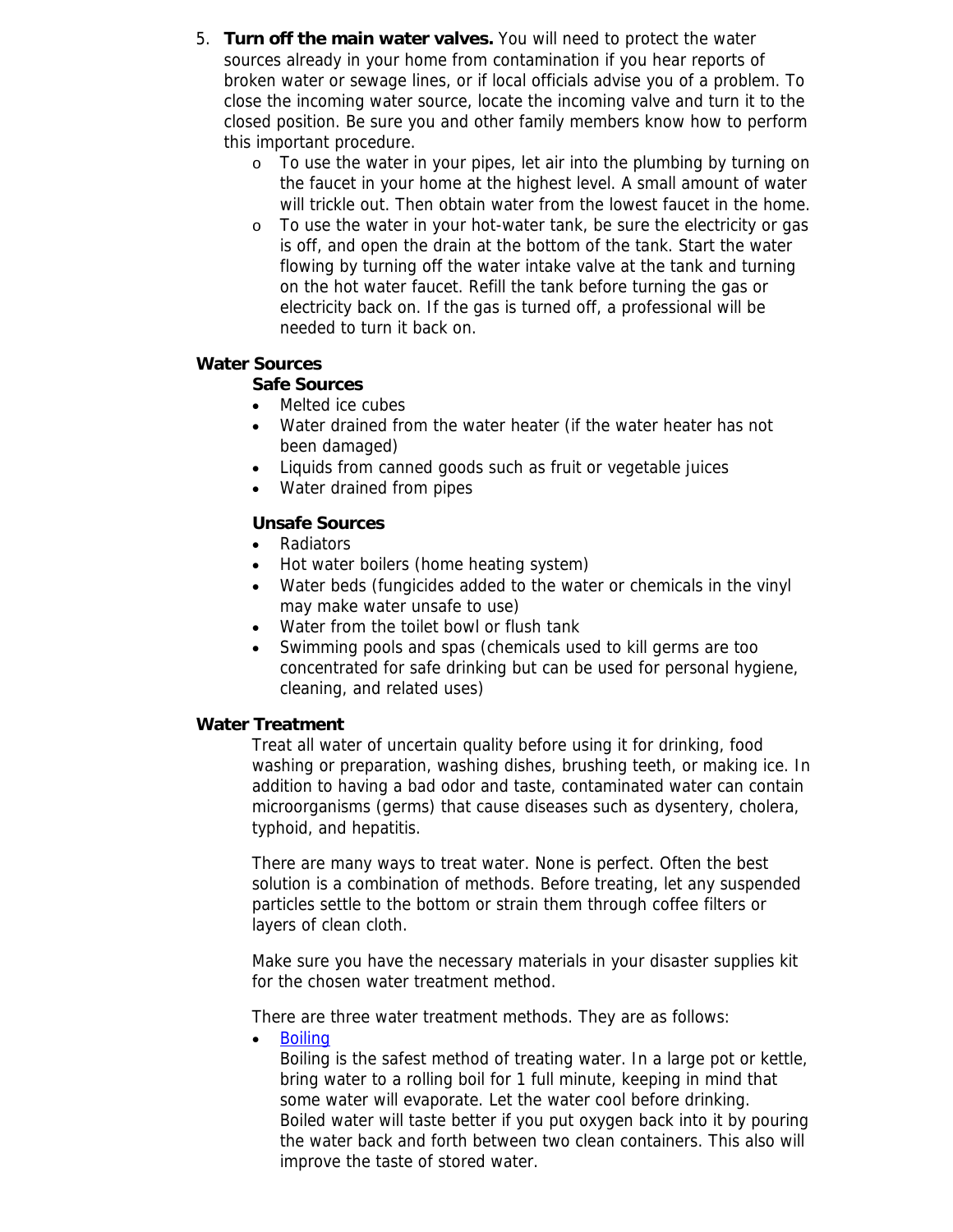5. **Turn off the main water valves.** You will need to protect the water sources already in your home from contamination if you hear reports of broken water or sewage lines, or if local officials advise you of a problem. To close the incoming water source, locate the incoming valve and turn it to the closed position. Be sure you and other family members know how to perform this important procedure.
   - To use the water in your pipes, let air into the plumbing by turning on the faucet in your home at the highest level. A small amount of water will trickle out. Then obtain water from the lowest faucet in the home.
   - To use the water in your hot-water tank, be sure the electricity or gas is off, and open the drain at the bottom of the tank. Start the water flowing by turning off the water intake valve at the tank and turning on the hot water faucet. Refill the tank before turning the gas or electricity back on. If the gas is turned off, a professional will be needed to turn it back on.

## Water Sources

### Safe Sources

- Melted ice cubes
- Water drained from the water heater (if the water heater has not been damaged)
- Liquids from canned goods such as fruit or vegetable juices
- Water drained from pipes

### Unsafe Sources

- Radiators
- Hot water boilers (home heating system)
- Water beds (fungicides added to the water or chemicals in the vinyl may make water unsafe to use)
- Water from the toilet bowl or flush tank
- Swimming pools and spas (chemicals used to kill germs are too concentrated for safe drinking but can be used for personal hygiene, cleaning, and related uses)

## Water Treatment

Treat all water of uncertain quality before using it for drinking, food washing or preparation, washing dishes, brushing teeth, or making ice. In addition to having a bad odor and taste, contaminated water can contain microorganisms (germs) that cause diseases such as dysentery, cholera, typhoid, and hepatitis.

There are many ways to treat water. None is perfect. Often the best solution is a combination of methods. Before treating, let any suspended particles settle to the bottom or strain them through coffee filters or layers of clean cloth.

Make sure you have the necessary materials in your disaster supplies kit for the chosen water treatment method.

There are three water treatment methods. They are as follows:

- Boiling
  Boiling is the safest method of treating water. In a large pot or kettle, bring water to a rolling boil for 1 full minute, keeping in mind that some water will evaporate. Let the water cool before drinking. Boiled water will taste better if you put oxygen back into it by pouring the water back and forth between two clean containers. This also will improve the taste of stored water.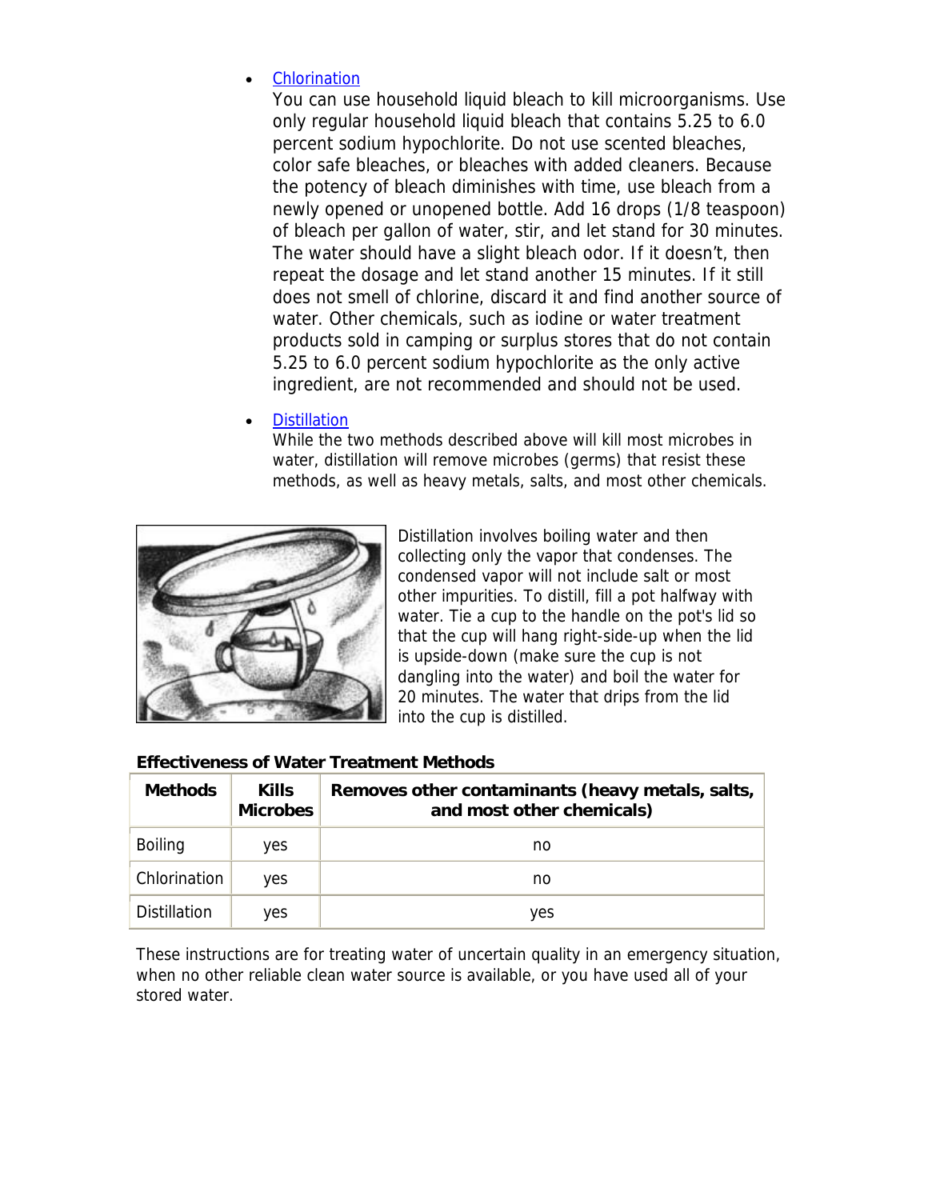- [Chlorination](#)
  You can use household liquid bleach to kill microorganisms. Use only regular household liquid bleach that contains 5.25 to 6.0 percent sodium hypochlorite. Do not use scented bleaches, color safe bleaches, or bleaches with added cleaners. Because the potency of bleach diminishes with time, use bleach from a newly opened or unopened bottle. Add 16 drops (1/8 teaspoon) of bleach per gallon of water, stir, and let stand for 30 minutes. The water should have a slight bleach odor. If it doesn't, then repeat the dosage and let stand another 15 minutes. If it still does not smell of chlorine, discard it and find another source of water. Other chemicals, such as iodine or water treatment products sold in camping or surplus stores that do not contain 5.25 to 6.0 percent sodium hypochlorite as the only active ingredient, are not recommended and should not be used.

- [Distillation](#)
  While the two methods described above will kill most microbes in water, distillation will remove microbes (germs) that resist these methods, as well as heavy metals, salts, and most other chemicals.

Distillation involves boiling water and then collecting only the vapor that condenses. The condensed vapor will not include salt or most other impurities. To distill, fill a pot halfway with water. Tie a cup to the handle on the pot's lid so that the cup will hang right-side-up when the lid is upside-down (make sure the cup is not dangling into the water) and boil the water for 20 minutes. The water that drips from the lid into the cup is distilled.

**Effectiveness of Water Treatment Methods**

| Methods | Kills Microbes | Removes other contaminants (heavy metals, salts, and most other chemicals) |
|---|---|---|
| Boiling | yes | no |
| Chlorination | yes | no |
| Distillation | yes | yes |

These instructions are for treating water of uncertain quality in an emergency situation, when no other reliable clean water source is available, or you have used all of your stored water.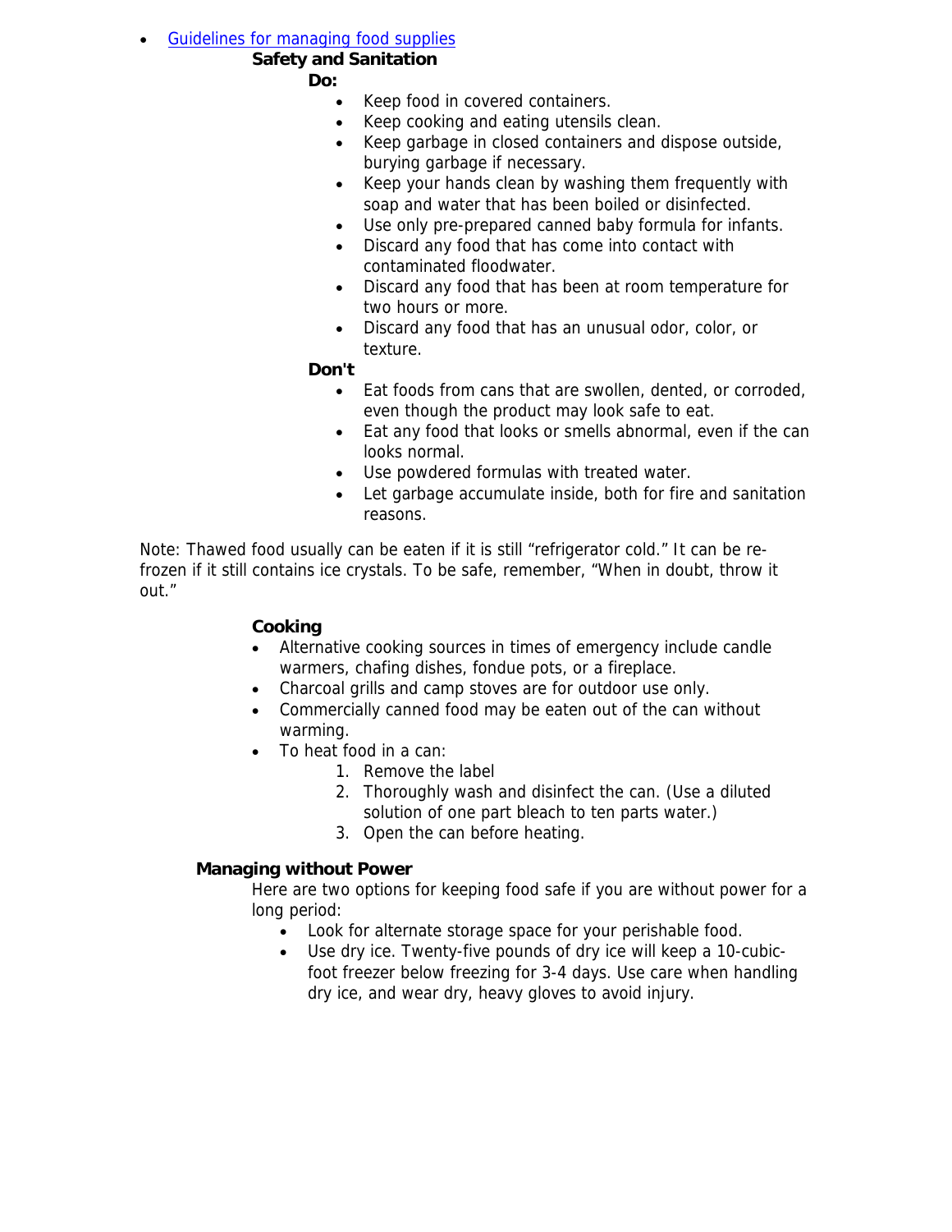- [Guidelines for managing food supplies](#)

### Safety and Sanitation

**Do:**

- Keep food in covered containers.
- Keep cooking and eating utensils clean.
- Keep garbage in closed containers and dispose outside, burying garbage if necessary.
- Keep your hands clean by washing them frequently with soap and water that has been boiled or disinfected.
- Use only pre-prepared canned baby formula for infants.
- Discard any food that has come into contact with contaminated floodwater.
- Discard any food that has been at room temperature for two hours or more.
- Discard any food that has an unusual odor, color, or texture.

**Don't**

- Eat foods from cans that are swollen, dented, or corroded, even though the product may look safe to eat.
- Eat any food that looks or smells abnormal, even if the can looks normal.
- Use powdered formulas with treated water.
- Let garbage accumulate inside, both for fire and sanitation reasons.

Note: Thawed food usually can be eaten if it is still "refrigerator cold." It can be re-frozen if it still contains ice crystals. To be safe, remember, "When in doubt, throw it out."

### Cooking

- Alternative cooking sources in times of emergency include candle warmers, chafing dishes, fondue pots, or a fireplace.
- Charcoal grills and camp stoves are for outdoor use only.
- Commercially canned food may be eaten out of the can without warming.
- To heat food in a can:
  1. Remove the label
  2. Thoroughly wash and disinfect the can. (Use a diluted solution of one part bleach to ten parts water.)
  3. Open the can before heating.

### Managing without Power

Here are two options for keeping food safe if you are without power for a long period:

- Look for alternate storage space for your perishable food.
- Use dry ice. Twenty-five pounds of dry ice will keep a 10-cubic-foot freezer below freezing for 3-4 days. Use care when handling dry ice, and wear dry, heavy gloves to avoid injury.